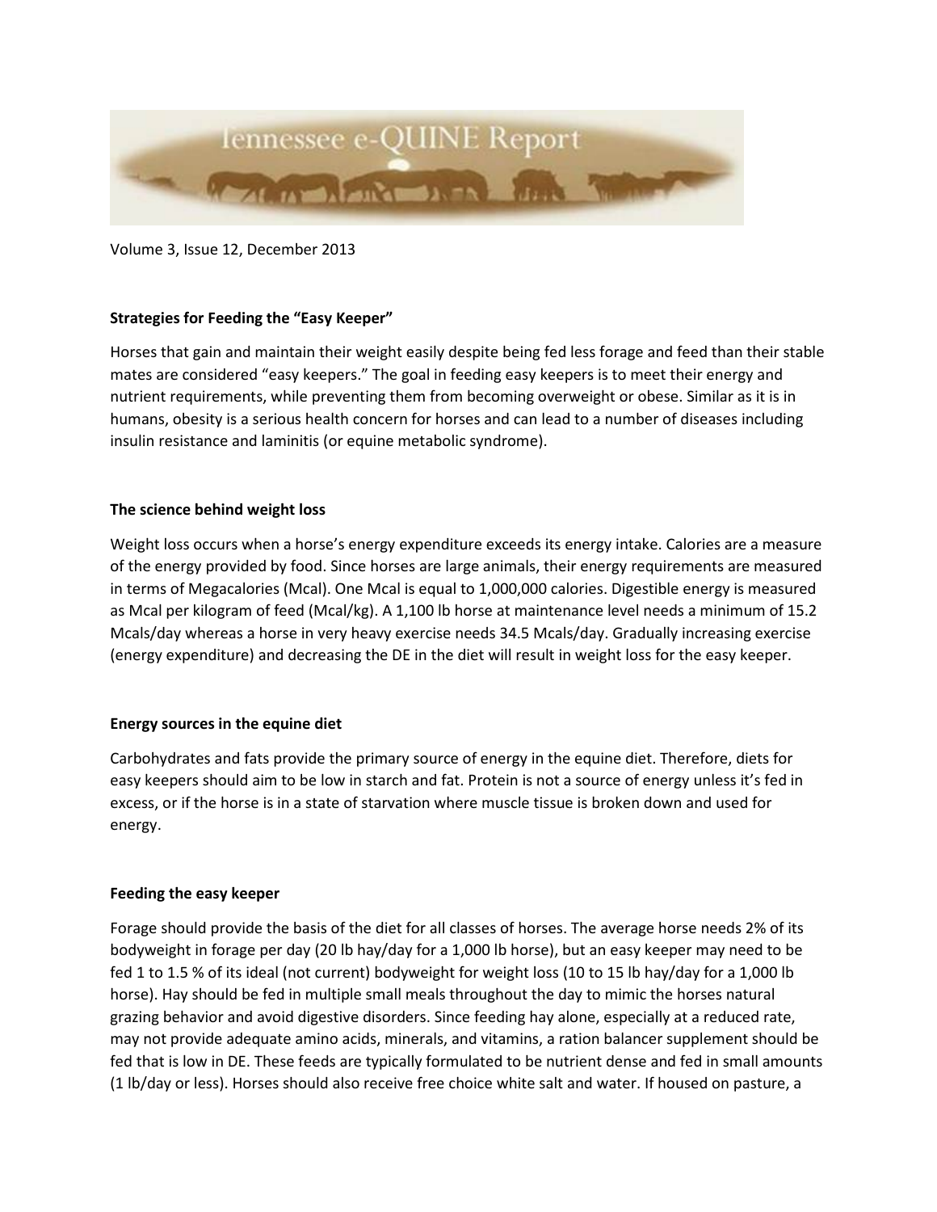Tennessee e-QUINE Report

Volume 3, Issue 12, December 2013

**Strategies for Feeding the "Easy Keeper"**

Horses that gain and maintain their weight easily despite being fed less forage and feed than their stable mates are considered "easy keepers." The goal in feeding easy keepers is to meet their energy and nutrient requirements, while preventing them from becoming overweight or obese. Similar as it is in humans, obesity is a serious health concern for horses and can lead to a number of diseases including insulin resistance and laminitis (or equine metabolic syndrome).

**The science behind weight loss**

Weight loss occurs when a horse's energy expenditure exceeds its energy intake. Calories are a measure of the energy provided by food. Since horses are large animals, their energy requirements are measured in terms of Megacalories (Mcal). One Mcal is equal to 1,000,000 calories. Digestible energy is measured as Mcal per kilogram of feed (Mcal/kg). A 1,100 lb horse at maintenance level needs a minimum of 15.2 Mcals/day whereas a horse in very heavy exercise needs 34.5 Mcals/day. Gradually increasing exercise (energy expenditure) and decreasing the DE in the diet will result in weight loss for the easy keeper.

**Energy sources in the equine diet**

Carbohydrates and fats provide the primary source of energy in the equine diet. Therefore, diets for easy keepers should aim to be low in starch and fat. Protein is not a source of energy unless it's fed in excess, or if the horse is in a state of starvation where muscle tissue is broken down and used for energy.

**Feeding the easy keeper**

Forage should provide the basis of the diet for all classes of horses. The average horse needs 2% of its bodyweight in forage per day (20 lb hay/day for a 1,000 lb horse), but an easy keeper may need to be fed 1 to 1.5 % of its ideal (not current) bodyweight for weight loss (10 to 15 lb hay/day for a 1,000 lb horse). Hay should be fed in multiple small meals throughout the day to mimic the horses natural grazing behavior and avoid digestive disorders. Since feeding hay alone, especially at a reduced rate, may not provide adequate amino acids, minerals, and vitamins, a ration balancer supplement should be fed that is low in DE. These feeds are typically formulated to be nutrient dense and fed in small amounts (1 lb/day or less). Horses should also receive free choice white salt and water. If housed on pasture, a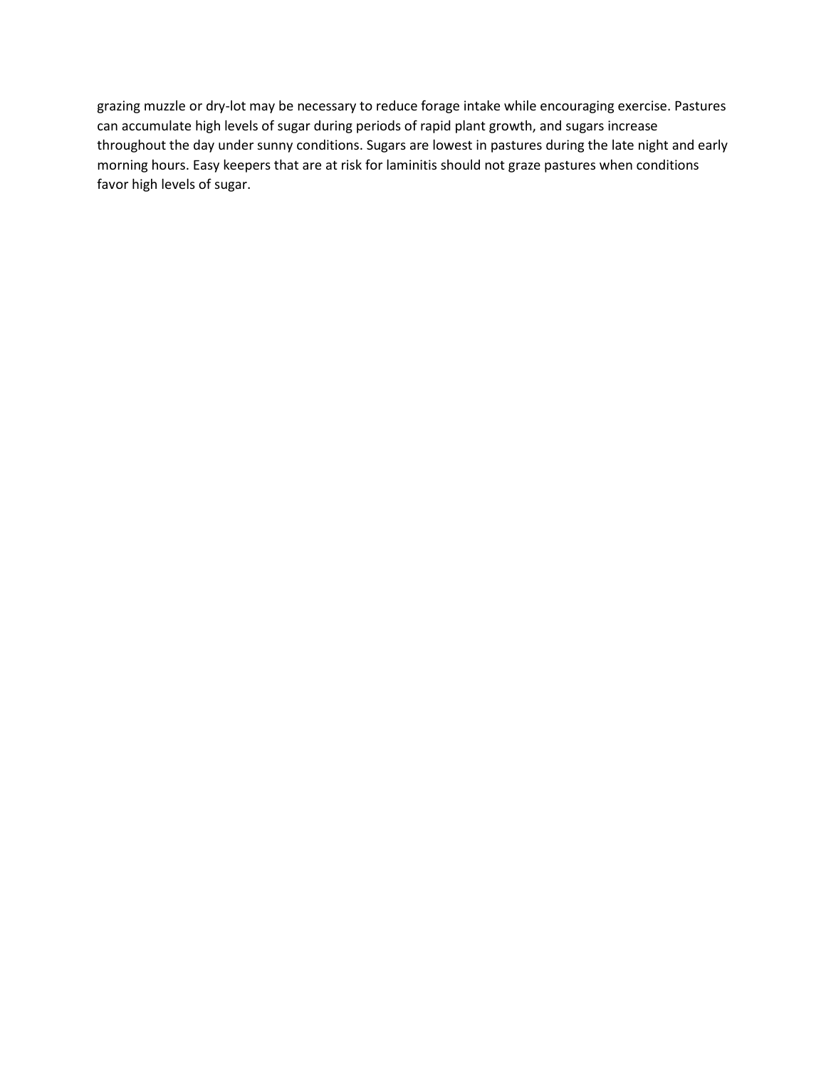grazing muzzle or dry-lot may be necessary to reduce forage intake while encouraging exercise. Pastures can accumulate high levels of sugar during periods of rapid plant growth, and sugars increase throughout the day under sunny conditions. Sugars are lowest in pastures during the late night and early morning hours. Easy keepers that are at risk for laminitis should not graze pastures when conditions favor high levels of sugar.